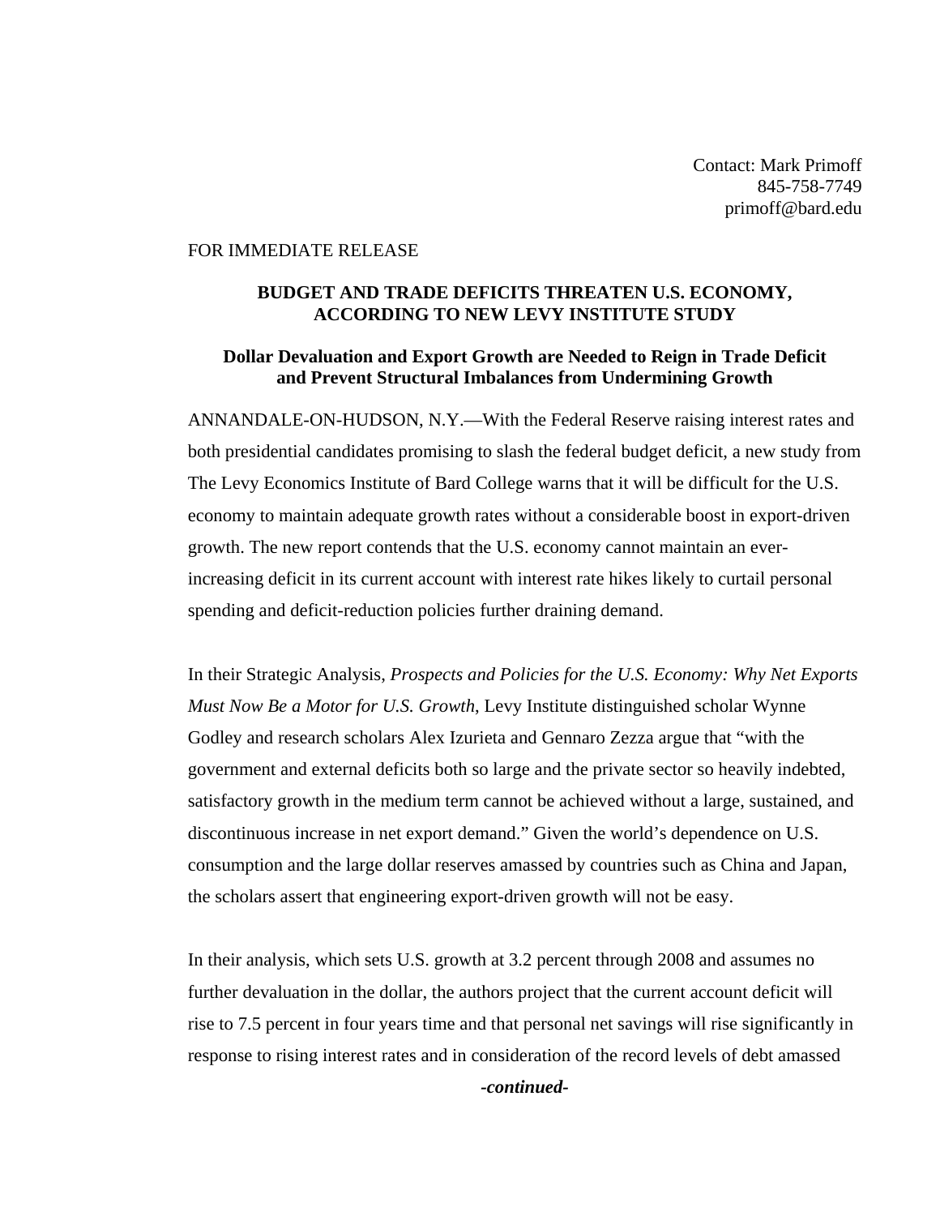Contact: Mark Primoff
845-758-7749
primoff@bard.edu

FOR IMMEDIATE RELEASE

**BUDGET AND TRADE DEFICITS THREATEN U.S. ECONOMY, ACCORDING TO NEW LEVY INSTITUTE STUDY**

**Dollar Devaluation and Export Growth are Needed to Reign in Trade Deficit and Prevent Structural Imbalances from Undermining Growth**

ANNANDALE-ON-HUDSON, N.Y.—With the Federal Reserve raising interest rates and both presidential candidates promising to slash the federal budget deficit, a new study from The Levy Economics Institute of Bard College warns that it will be difficult for the U.S. economy to maintain adequate growth rates without a considerable boost in export-driven growth. The new report contends that the U.S. economy cannot maintain an ever-increasing deficit in its current account with interest rate hikes likely to curtail personal spending and deficit-reduction policies further draining demand.

In their Strategic Analysis, *Prospects and Policies for the U.S. Economy: Why Net Exports Must Now Be a Motor for U.S. Growth*, Levy Institute distinguished scholar Wynne Godley and research scholars Alex Izurieta and Gennaro Zezza argue that "with the government and external deficits both so large and the private sector so heavily indebted, satisfactory growth in the medium term cannot be achieved without a large, sustained, and discontinuous increase in net export demand." Given the world's dependence on U.S. consumption and the large dollar reserves amassed by countries such as China and Japan, the scholars assert that engineering export-driven growth will not be easy.

In their analysis, which sets U.S. growth at 3.2 percent through 2008 and assumes no further devaluation in the dollar, the authors project that the current account deficit will rise to 7.5 percent in four years time and that personal net savings will rise significantly in response to rising interest rates and in consideration of the record levels of debt amassed

***-continued-***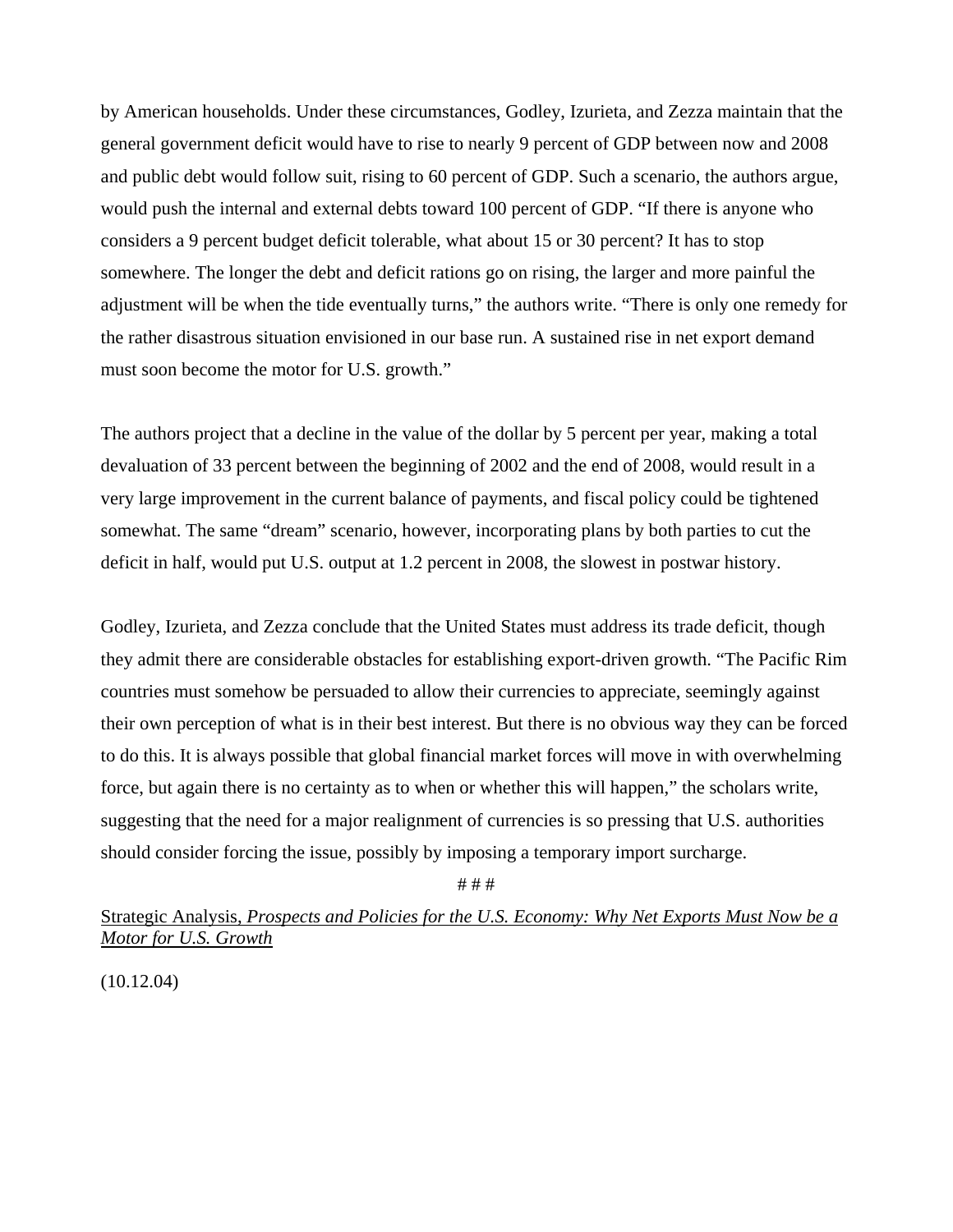by American households. Under these circumstances, Godley, Izurieta, and Zezza maintain that the general government deficit would have to rise to nearly 9 percent of GDP between now and 2008 and public debt would follow suit, rising to 60 percent of GDP. Such a scenario, the authors argue, would push the internal and external debts toward 100 percent of GDP. "If there is anyone who considers a 9 percent budget deficit tolerable, what about 15 or 30 percent? It has to stop somewhere. The longer the debt and deficit rations go on rising, the larger and more painful the adjustment will be when the tide eventually turns," the authors write. "There is only one remedy for the rather disastrous situation envisioned in our base run. A sustained rise in net export demand must soon become the motor for U.S. growth."

The authors project that a decline in the value of the dollar by 5 percent per year, making a total devaluation of 33 percent between the beginning of 2002 and the end of 2008, would result in a very large improvement in the current balance of payments, and fiscal policy could be tightened somewhat. The same "dream" scenario, however, incorporating plans by both parties to cut the deficit in half, would put U.S. output at 1.2 percent in 2008, the slowest in postwar history.

Godley, Izurieta, and Zezza conclude that the United States must address its trade deficit, though they admit there are considerable obstacles for establishing export-driven growth. "The Pacific Rim countries must somehow be persuaded to allow their currencies to appreciate, seemingly against their own perception of what is in their best interest. But there is no obvious way they can be forced to do this. It is always possible that global financial market forces will move in with overwhelming force, but again there is no certainty as to when or whether this will happen," the scholars write, suggesting that the need for a major realignment of currencies is so pressing that U.S. authorities should consider forcing the issue, possibly by imposing a temporary import surcharge.

# # #

Strategic Analysis, *Prospects and Policies for the U.S. Economy: Why Net Exports Must Now be a Motor for U.S. Growth*

(10.12.04)